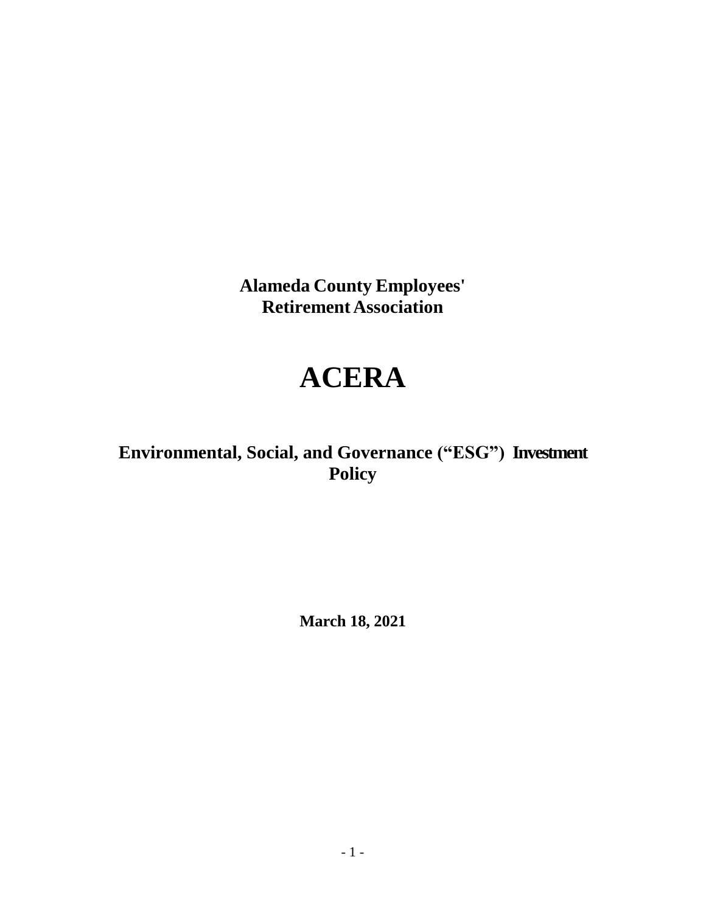**Alameda County Employees' Retirement Association**

# ACERA

## Environmental, Social, and Governance ("ESG") Investment Policy

**March 18, 2021**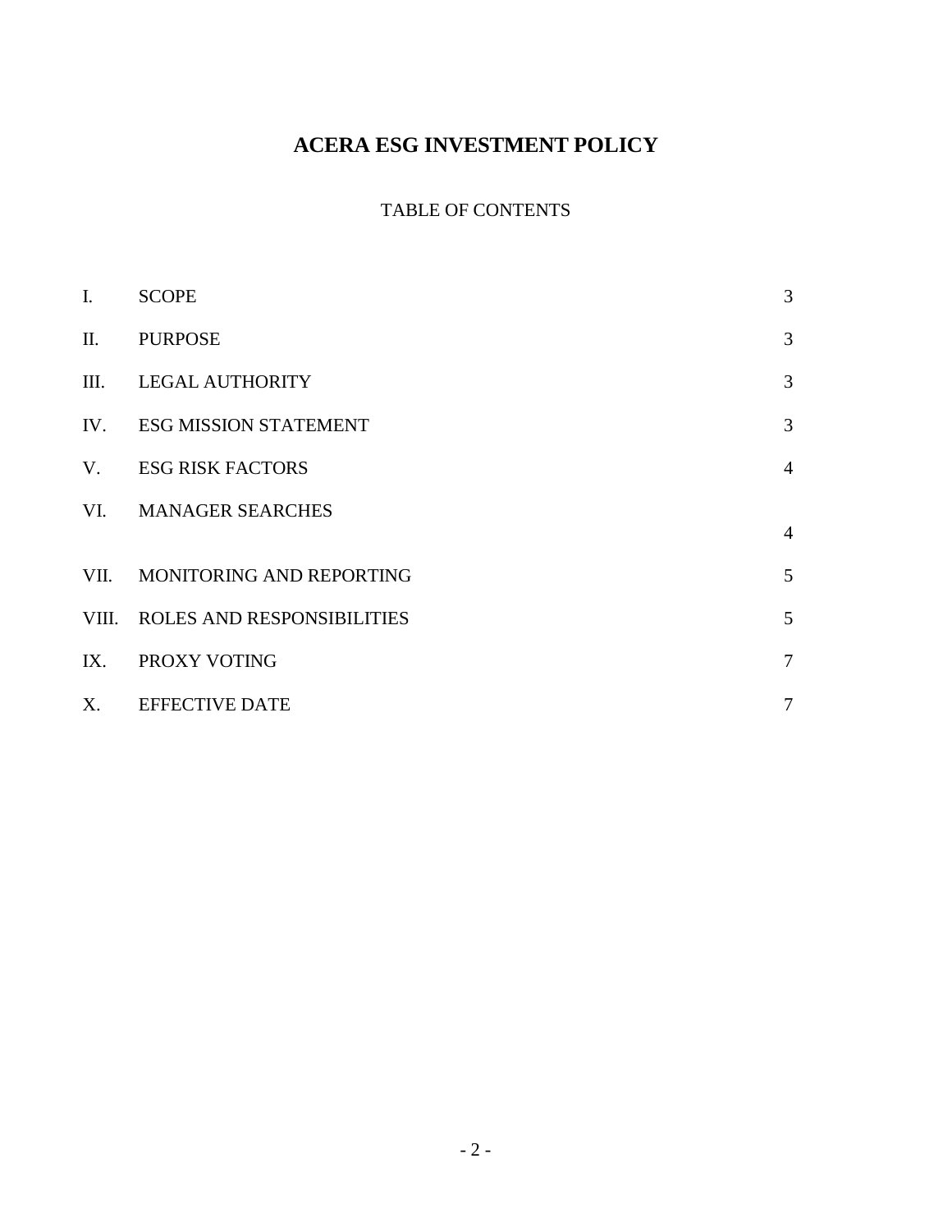# ACERA ESG INVESTMENT POLICY

TABLE OF CONTENTS

| | | |
|---|---|---|
| I. | SCOPE | 3 |
| II. | PURPOSE | 3 |
| III. | LEGAL AUTHORITY | 3 |
| IV. | ESG MISSION STATEMENT | 3 |
| V. | ESG RISK FACTORS | 4 |
| VI. | MANAGER SEARCHES | 4 |
| VII. | MONITORING AND REPORTING | 5 |
| VIII. | ROLES AND RESPONSIBILITIES | 5 |
| IX. | PROXY VOTING | 7 |
| X. | EFFECTIVE DATE | 7 |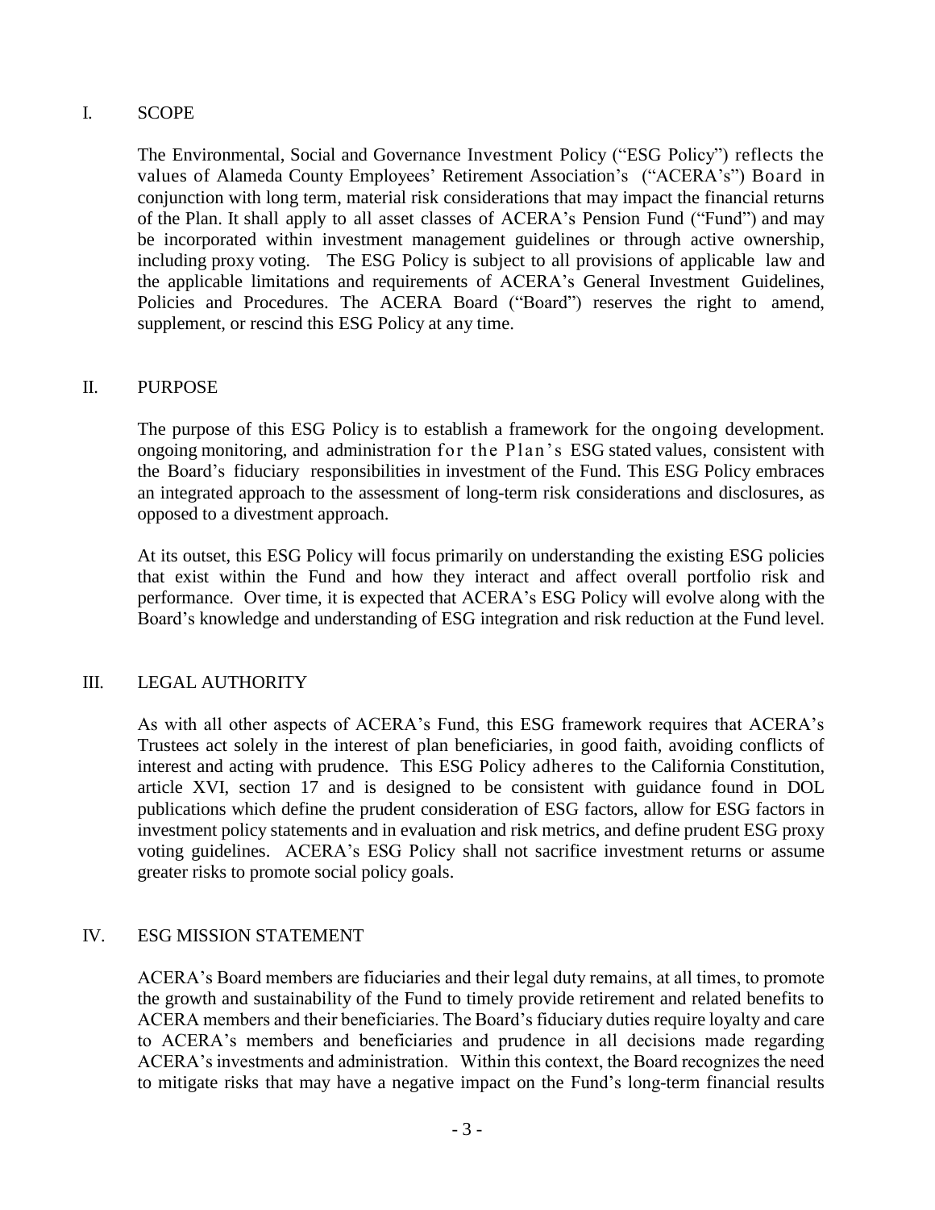## I. SCOPE

The Environmental, Social and Governance Investment Policy ("ESG Policy") reflects the values of Alameda County Employees' Retirement Association's ("ACERA's") Board in conjunction with long term, material risk considerations that may impact the financial returns of the Plan. It shall apply to all asset classes of ACERA's Pension Fund ("Fund") and may be incorporated within investment management guidelines or through active ownership, including proxy voting. The ESG Policy is subject to all provisions of applicable law and the applicable limitations and requirements of ACERA's General Investment Guidelines, Policies and Procedures. The ACERA Board ("Board") reserves the right to amend, supplement, or rescind this ESG Policy at any time.

## II. PURPOSE

The purpose of this ESG Policy is to establish a framework for the ongoing development. ongoing monitoring, and administration for the Plan's ESG stated values, consistent with the Board's fiduciary responsibilities in investment of the Fund. This ESG Policy embraces an integrated approach to the assessment of long-term risk considerations and disclosures, as opposed to a divestment approach.

At its outset, this ESG Policy will focus primarily on understanding the existing ESG policies that exist within the Fund and how they interact and affect overall portfolio risk and performance. Over time, it is expected that ACERA's ESG Policy will evolve along with the Board's knowledge and understanding of ESG integration and risk reduction at the Fund level.

## III. LEGAL AUTHORITY

As with all other aspects of ACERA's Fund, this ESG framework requires that ACERA's Trustees act solely in the interest of plan beneficiaries, in good faith, avoiding conflicts of interest and acting with prudence. This ESG Policy adheres to the California Constitution, article XVI, section 17 and is designed to be consistent with guidance found in DOL publications which define the prudent consideration of ESG factors, allow for ESG factors in investment policy statements and in evaluation and risk metrics, and define prudent ESG proxy voting guidelines. ACERA's ESG Policy shall not sacrifice investment returns or assume greater risks to promote social policy goals.

## IV. ESG MISSION STATEMENT

ACERA's Board members are fiduciaries and their legal duty remains, at all times, to promote the growth and sustainability of the Fund to timely provide retirement and related benefits to ACERA members and their beneficiaries. The Board's fiduciary duties require loyalty and care to ACERA's members and beneficiaries and prudence in all decisions made regarding ACERA's investments and administration. Within this context, the Board recognizes the need to mitigate risks that may have a negative impact on the Fund's long-term financial results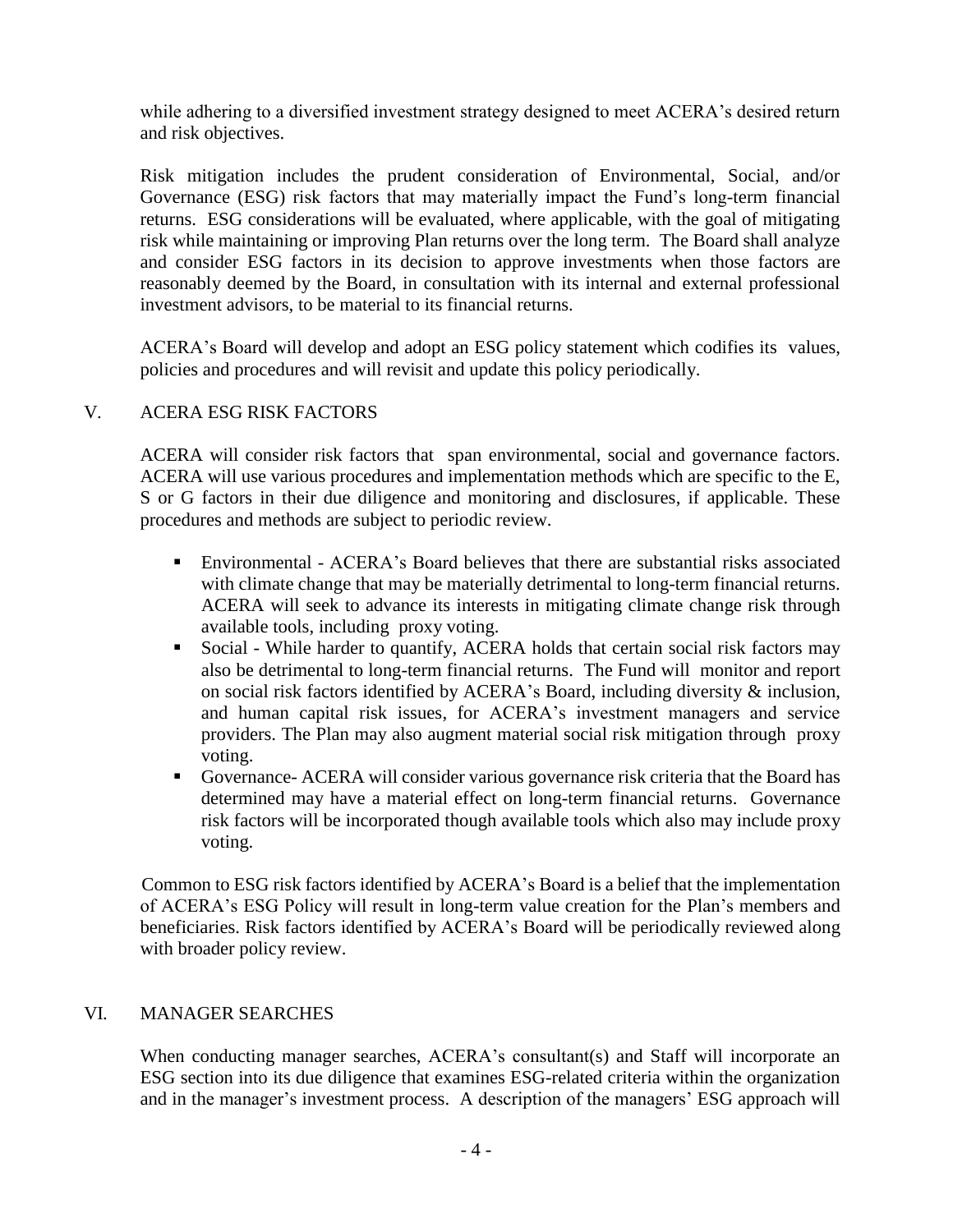while adhering to a diversified investment strategy designed to meet ACERA's desired return and risk objectives.

Risk mitigation includes the prudent consideration of Environmental, Social, and/or Governance (ESG) risk factors that may materially impact the Fund's long-term financial returns. ESG considerations will be evaluated, where applicable, with the goal of mitigating risk while maintaining or improving Plan returns over the long term. The Board shall analyze and consider ESG factors in its decision to approve investments when those factors are reasonably deemed by the Board, in consultation with its internal and external professional investment advisors, to be material to its financial returns.

ACERA's Board will develop and adopt an ESG policy statement which codifies its values, policies and procedures and will revisit and update this policy periodically.

## V. ACERA ESG RISK FACTORS

ACERA will consider risk factors that span environmental, social and governance factors. ACERA will use various procedures and implementation methods which are specific to the E, S or G factors in their due diligence and monitoring and disclosures, if applicable. These procedures and methods are subject to periodic review.

- Environmental - ACERA's Board believes that there are substantial risks associated with climate change that may be materially detrimental to long-term financial returns. ACERA will seek to advance its interests in mitigating climate change risk through available tools, including proxy voting.
- Social - While harder to quantify, ACERA holds that certain social risk factors may also be detrimental to long-term financial returns. The Fund will monitor and report on social risk factors identified by ACERA's Board, including diversity & inclusion, and human capital risk issues, for ACERA's investment managers and service providers. The Plan may also augment material social risk mitigation through proxy voting.
- Governance- ACERA will consider various governance risk criteria that the Board has determined may have a material effect on long-term financial returns. Governance risk factors will be incorporated though available tools which also may include proxy voting.

Common to ESG risk factors identified by ACERA's Board is a belief that the implementation of ACERA's ESG Policy will result in long-term value creation for the Plan's members and beneficiaries. Risk factors identified by ACERA's Board will be periodically reviewed along with broader policy review.

## VI. MANAGER SEARCHES

When conducting manager searches, ACERA's consultant(s) and Staff will incorporate an ESG section into its due diligence that examines ESG-related criteria within the organization and in the manager's investment process. A description of the managers' ESG approach will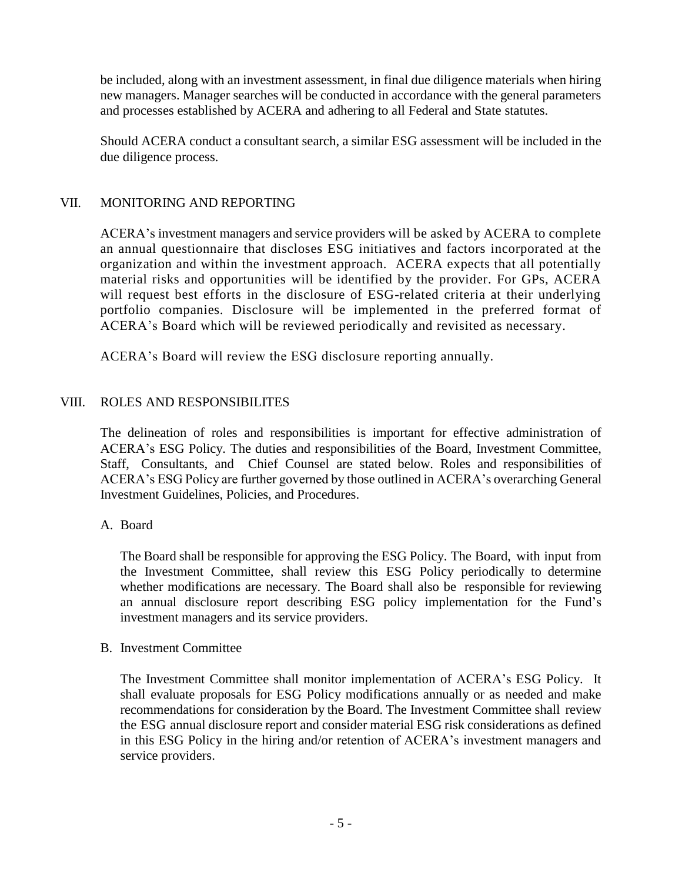be included, along with an investment assessment, in final due diligence materials when hiring new managers. Manager searches will be conducted in accordance with the general parameters and processes established by ACERA and adhering to all Federal and State statutes.

Should ACERA conduct a consultant search, a similar ESG assessment will be included in the due diligence process.

## VII. MONITORING AND REPORTING

ACERA's investment managers and service providers will be asked by ACERA to complete an annual questionnaire that discloses ESG initiatives and factors incorporated at the organization and within the investment approach. ACERA expects that all potentially material risks and opportunities will be identified by the provider. For GPs, ACERA will request best efforts in the disclosure of ESG-related criteria at their underlying portfolio companies. Disclosure will be implemented in the preferred format of ACERA's Board which will be reviewed periodically and revisited as necessary.

ACERA's Board will review the ESG disclosure reporting annually.

## VIII. ROLES AND RESPONSIBILITES

The delineation of roles and responsibilities is important for effective administration of ACERA's ESG Policy. The duties and responsibilities of the Board, Investment Committee, Staff, Consultants, and Chief Counsel are stated below. Roles and responsibilities of ACERA's ESG Policy are further governed by those outlined in ACERA's overarching General Investment Guidelines, Policies, and Procedures.

### A. Board

The Board shall be responsible for approving the ESG Policy. The Board, with input from the Investment Committee, shall review this ESG Policy periodically to determine whether modifications are necessary. The Board shall also be responsible for reviewing an annual disclosure report describing ESG policy implementation for the Fund's investment managers and its service providers.

### B. Investment Committee

The Investment Committee shall monitor implementation of ACERA's ESG Policy. It shall evaluate proposals for ESG Policy modifications annually or as needed and make recommendations for consideration by the Board. The Investment Committee shall review the ESG annual disclosure report and consider material ESG risk considerations as defined in this ESG Policy in the hiring and/or retention of ACERA's investment managers and service providers.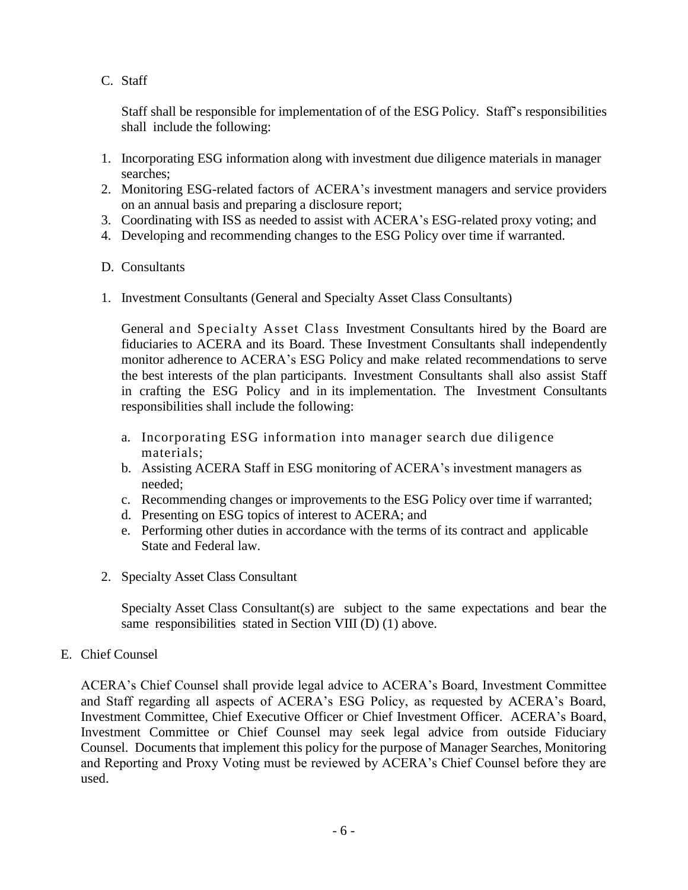C. Staff

Staff shall be responsible for implementation of of the ESG Policy. Staff's responsibilities shall include the following:

1. Incorporating ESG information along with investment due diligence materials in manager searches;
2. Monitoring ESG-related factors of ACERA's investment managers and service providers on an annual basis and preparing a disclosure report;
3. Coordinating with ISS as needed to assist with ACERA's ESG-related proxy voting; and
4. Developing and recommending changes to the ESG Policy over time if warranted.

D. Consultants

1. Investment Consultants (General and Specialty Asset Class Consultants)

   General and Specialty Asset Class Investment Consultants hired by the Board are fiduciaries to ACERA and its Board. These Investment Consultants shall independently monitor adherence to ACERA's ESG Policy and make related recommendations to serve the best interests of the plan participants. Investment Consultants shall also assist Staff in crafting the ESG Policy and in its implementation. The Investment Consultants responsibilities shall include the following:

   a. Incorporating ESG information into manager search due diligence materials;
   b. Assisting ACERA Staff in ESG monitoring of ACERA's investment managers as needed;
   c. Recommending changes or improvements to the ESG Policy over time if warranted;
   d. Presenting on ESG topics of interest to ACERA; and
   e. Performing other duties in accordance with the terms of its contract and applicable State and Federal law.

2. Specialty Asset Class Consultant

   Specialty Asset Class Consultant(s) are subject to the same expectations and bear the same responsibilities stated in Section VIII (D) (1) above.

E. Chief Counsel

ACERA's Chief Counsel shall provide legal advice to ACERA's Board, Investment Committee and Staff regarding all aspects of ACERA's ESG Policy, as requested by ACERA's Board, Investment Committee, Chief Executive Officer or Chief Investment Officer. ACERA's Board, Investment Committee or Chief Counsel may seek legal advice from outside Fiduciary Counsel. Documents that implement this policy for the purpose of Manager Searches, Monitoring and Reporting and Proxy Voting must be reviewed by ACERA's Chief Counsel before they are used.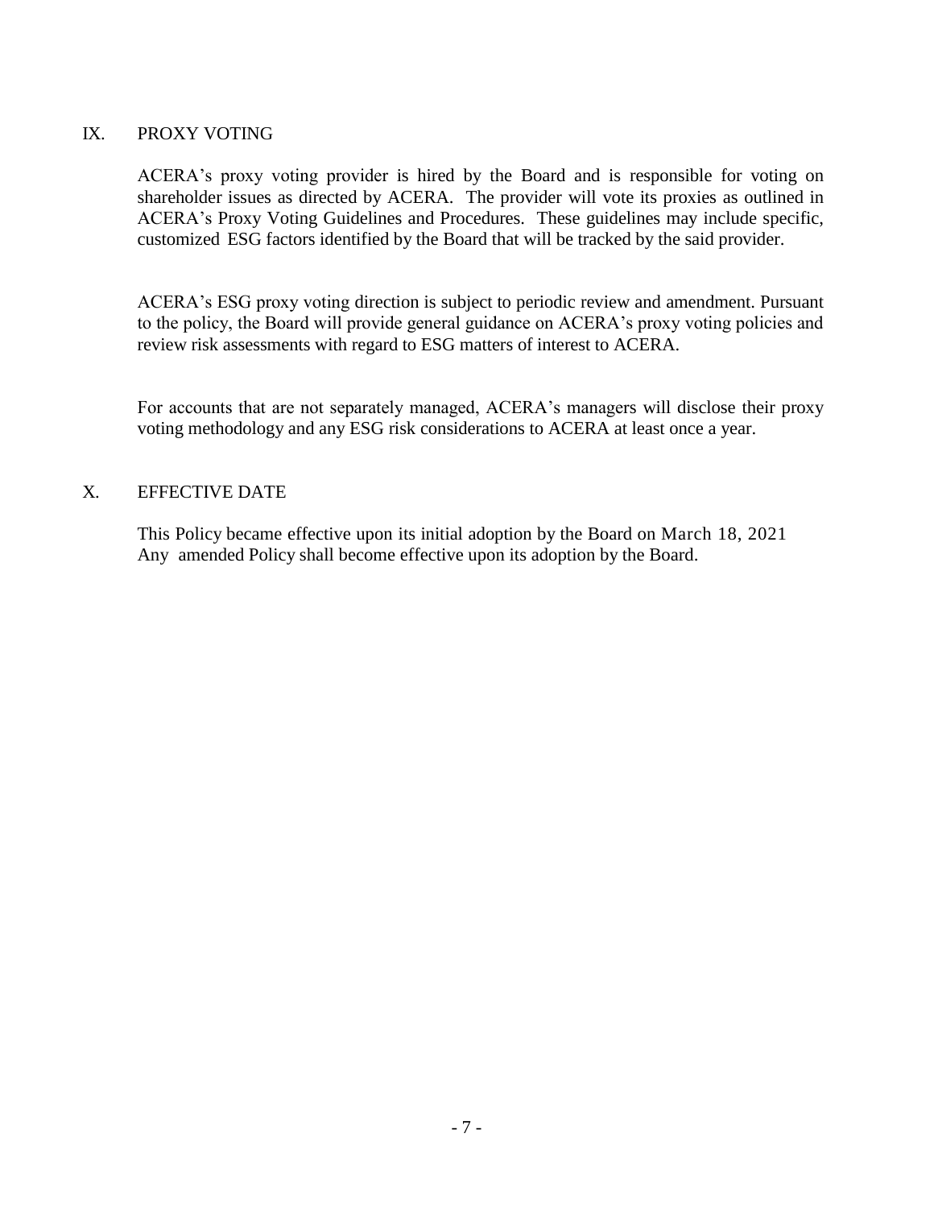## IX. PROXY VOTING

ACERA's proxy voting provider is hired by the Board and is responsible for voting on shareholder issues as directed by ACERA. The provider will vote its proxies as outlined in ACERA's Proxy Voting Guidelines and Procedures. These guidelines may include specific, customized ESG factors identified by the Board that will be tracked by the said provider.

ACERA's ESG proxy voting direction is subject to periodic review and amendment. Pursuant to the policy, the Board will provide general guidance on ACERA's proxy voting policies and review risk assessments with regard to ESG matters of interest to ACERA.

For accounts that are not separately managed, ACERA's managers will disclose their proxy voting methodology and any ESG risk considerations to ACERA at least once a year.

## X. EFFECTIVE DATE

This Policy became effective upon its initial adoption by the Board on March 18, 2021 Any amended Policy shall become effective upon its adoption by the Board.